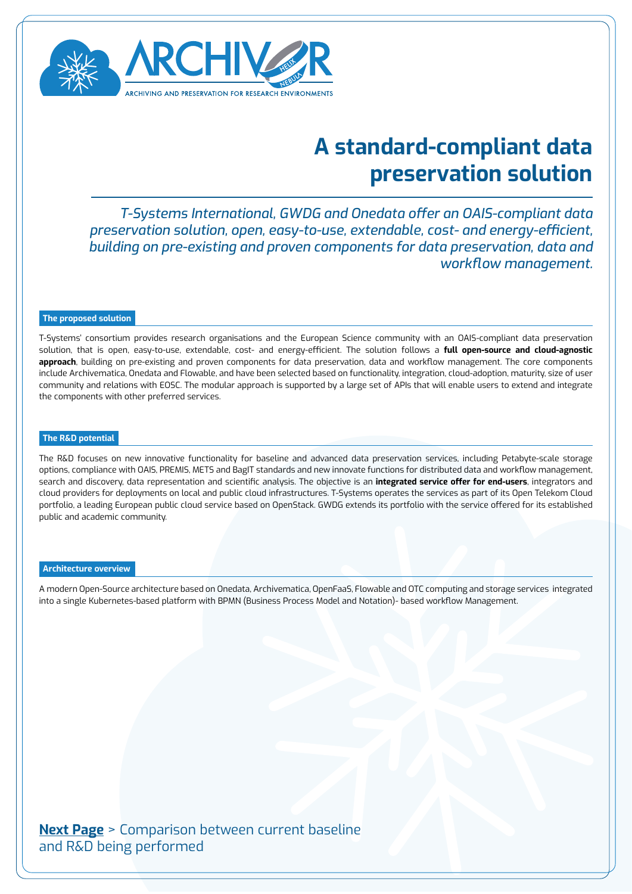ARCHIVER

ARCHIVING AND PRESERVATION FOR RESEARCH ENVIRONMENTS

# A standard-compliant data preservation solution

*T-Systems International, GWDG and Onedata offer an OAIS-compliant data preservation solution, open, easy-to-use, extendable, cost- and energy-efficient, building on pre-existing and proven components for data preservation, data and workflow management.*

## The proposed solution

T-Systems' consortium provides research organisations and the European Science community with an OAIS-compliant data preservation solution, that is open, easy-to-use, extendable, cost- and energy-efficient. The solution follows a **full open-source and cloud-agnostic approach**, building on pre-existing and proven components for data preservation, data and workflow management. The core components include Archivematica, Onedata and Flowable, and have been selected based on functionality, integration, cloud-adoption, maturity, size of user community and relations with EOSC. The modular approach is supported by a large set of APIs that will enable users to extend and integrate the components with other preferred services.

## The R&D potential

The R&D focuses on new innovative functionality for baseline and advanced data preservation services, including Petabyte-scale storage options, compliance with OAIS, PREMIS, METS and BagIT standards and new innovate functions for distributed data and workflow management, search and discovery, data representation and scientific analysis. The objective is an **integrated service offer for end-users**, integrators and cloud providers for deployments on local and public cloud infrastructures. T-Systems operates the services as part of its Open Telekom Cloud portfolio, a leading European public cloud service based on OpenStack. GWDG extends its portfolio with the service offered for its established public and academic community.

## Architecture overview

A modern Open-Source architecture based on Onedata, Archivematica, OpenFaaS, Flowable and OTC computing and storage services integrated into a single Kubernetes-based platform with BPMN (Business Process Model and Notation)- based workflow Management.

**Next Page** > Comparison between current baseline and R&D being performed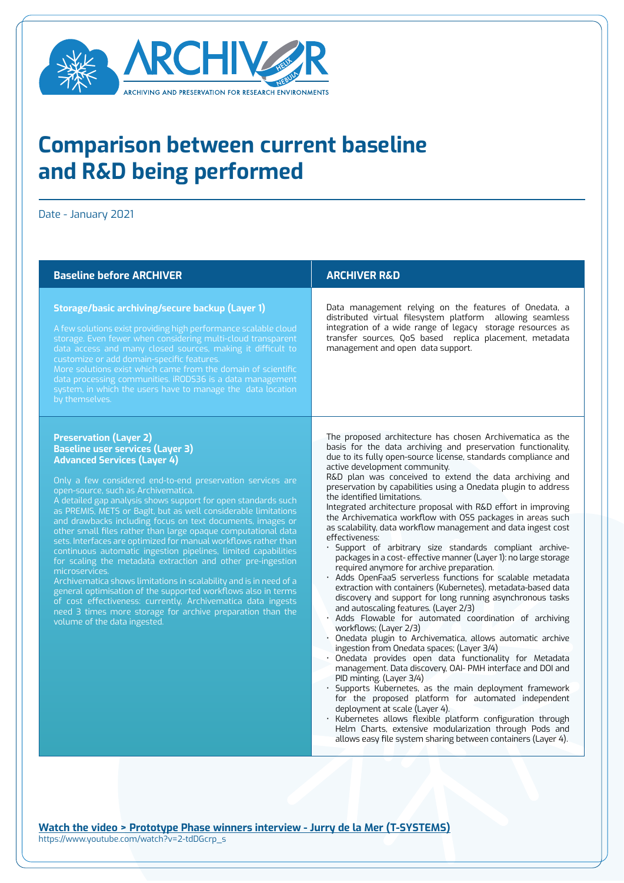ARCHIVER

ARCHIVING AND PRESERVATION FOR RESEARCH ENVIRONMENTS

# Comparison between current baseline and R&D being performed

Date - January 2021

| Baseline before ARCHIVER | ARCHIVER R&D |
|---|---|
| **Storage/basic archiving/secure backup (Layer 1)**<br><br>A few solutions exist providing high performance scalable cloud storage. Even fewer when considering multi-cloud transparent data access and many closed sources, making it difficult to customize or add domain-specific features.<br>More solutions exist which came from the domain of scientific data processing communities. iRODS36 is a data management system, in which the users have to manage the data location by themselves. | Data management relying on the features of Onedata, a distributed virtual filesystem platform allowing seamless integration of a wide range of legacy storage resources as transfer sources, QoS based replica placement, metadata management and open data support. |
| **Preservation (Layer 2)**<br>**Baseline user services (Layer 3)**<br>**Advanced Services (Layer 4)**<br><br>Only a few considered end-to-end preservation services are open-source, such as Archivematica.<br>A detailed gap analysis shows support for open standards such as PREMIS, METS or BagIt, but as well considerable limitations and drawbacks including focus on text documents, images or other small files rather than large opaque computational data sets. Interfaces are optimized for manual workflows rather than continuous automatic ingestion pipelines, limited capabilities for scaling the metadata extraction and other pre-ingestion microservices.<br>Archivematica shows limitations in scalability and is in need of a general optimisation of the supported workflows also in terms of cost effectiveness: currently, Archivematica data ingests need 3 times more storage for archive preparation than the volume of the data ingested. | The proposed architecture has chosen Archivematica as the basis for the data archiving and preservation functionality, due to its fully open-source license, standards compliance and active development community.<br>R&D plan was conceived to extend the data archiving and preservation by capabilities using a Onedata plugin to address the identified limitations.<br>Integrated architecture proposal with R&D effort in improving the Archivematica workflow with OSS packages in areas such as scalability, data workflow management and data ingest cost effectiveness:<br>• Support of arbitrary size standards compliant archive-packages in a cost- effective manner (Layer 1): no large storage required anymore for archive preparation.<br>• Adds OpenFaaS serverless functions for scalable metadata extraction with containers (Kubernetes), metadata-based data discovery and support for long running asynchronous tasks and autoscaling features. (Layer 2/3)<br>• Adds Flowable for automated coordination of archiving workflows; (Layer 2/3)<br>• Onedata plugin to Archivematica, allows automatic archive ingestion from Onedata spaces; (Layer 3/4)<br>• Onedata provides open data functionality for Metadata management. Data discovery, OAI- PMH interface and DOI and PID minting. (Layer 3/4)<br>• Supports Kubernetes, as the main deployment framework for the proposed platform for automated independent deployment at scale (Layer 4).<br>• Kubernetes allows flexible platform configuration through Helm Charts, extensive modularization through Pods and allows easy file system sharing between containers (Layer 4). |

**Watch the video > Prototype Phase winners interview - Jurry de la Mer (T-SYSTEMS)**
https://www.youtube.com/watch?v=2-tdDGcrp_s